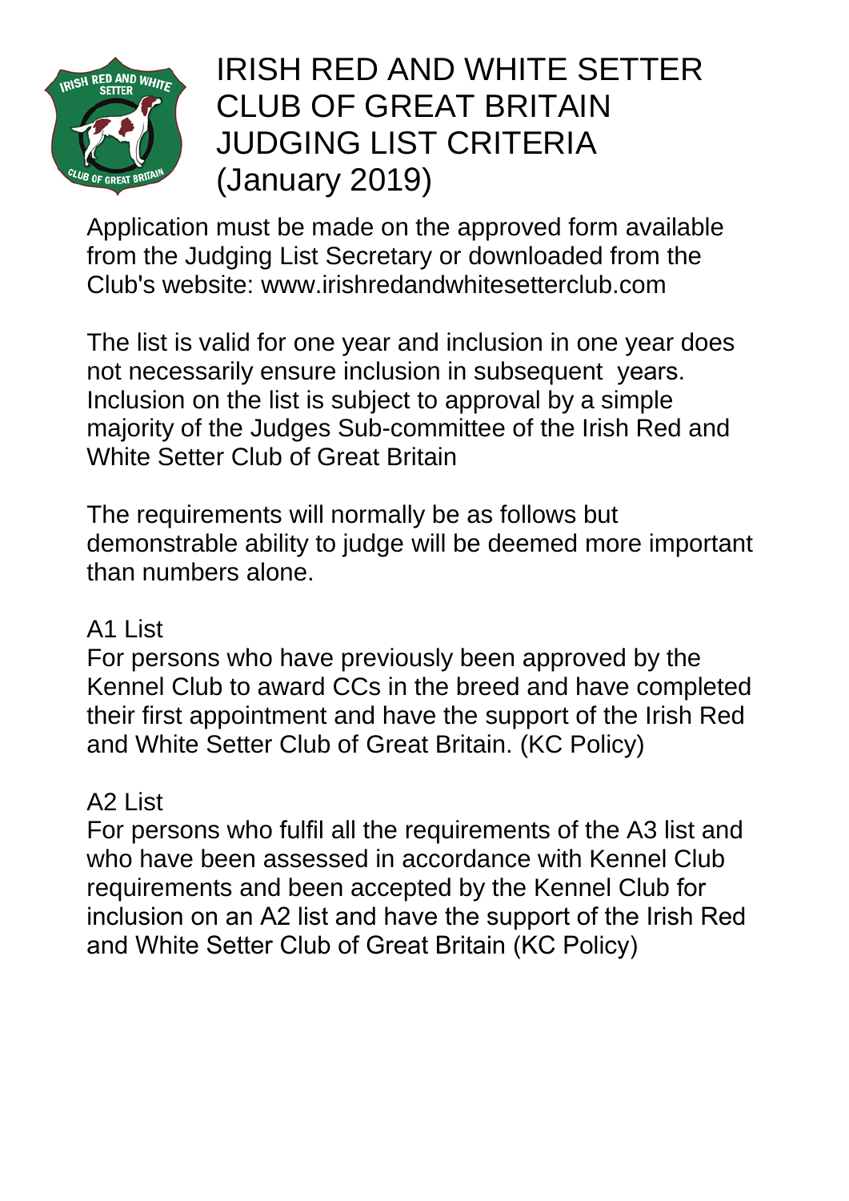# IRISH RED AND WHITE SETTER CLUB OF GREAT BRITAIN JUDGING LIST CRITERIA (January 2019)

Application must be made on the approved form available from the Judging List Secretary or downloaded from the Club's website: www.irishredandwhitesetterclub.com

The list is valid for one year and inclusion in one year does not necessarily ensure inclusion in subsequent years. Inclusion on the list is subject to approval by a simple majority of the Judges Sub-committee of the Irish Red and White Setter Club of Great Britain

The requirements will normally be as follows but demonstrable ability to judge will be deemed more important than numbers alone.

## A1 List

For persons who have previously been approved by the Kennel Club to award CCs in the breed and have completed their first appointment and have the support of the Irish Red and White Setter Club of Great Britain. (KC Policy)

## A2 List

For persons who fulfil all the requirements of the A3 list and who have been assessed in accordance with Kennel Club requirements and been accepted by the Kennel Club for inclusion on an A2 list and have the support of the Irish Red and White Setter Club of Great Britain (KC Policy)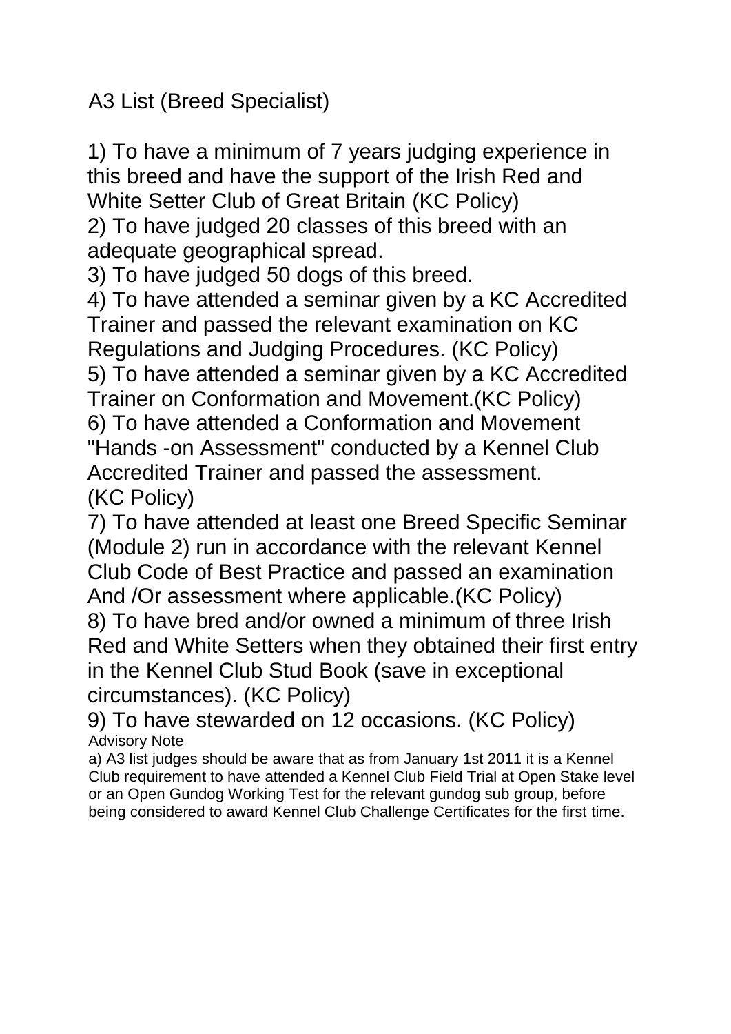## A3 List (Breed Specialist)

1) To have a minimum of 7 years judging experience in this breed and have the support of the Irish Red and White Setter Club of Great Britain (KC Policy)
2) To have judged 20 classes of this breed with an adequate geographical spread.
3) To have judged 50 dogs of this breed.
4) To have attended a seminar given by a KC Accredited Trainer and passed the relevant examination on KC Regulations and Judging Procedures. (KC Policy)
5) To have attended a seminar given by a KC Accredited Trainer on Conformation and Movement.(KC Policy)
6) To have attended a Conformation and Movement "Hands -on Assessment" conducted by a Kennel Club Accredited Trainer and passed the assessment. (KC Policy)
7) To have attended at least one Breed Specific Seminar (Module 2) run in accordance with the relevant Kennel Club Code of Best Practice and passed an examination And /Or assessment where applicable.(KC Policy)
8) To have bred and/or owned a minimum of three Irish Red and White Setters when they obtained their first entry in the Kennel Club Stud Book (save in exceptional circumstances). (KC Policy)
9) To have stewarded on 12 occasions. (KC Policy)

Advisory Note

a) A3 list judges should be aware that as from January 1st 2011 it is a Kennel Club requirement to have attended a Kennel Club Field Trial at Open Stake level or an Open Gundog Working Test for the relevant gundog sub group, before being considered to award Kennel Club Challenge Certificates for the first time.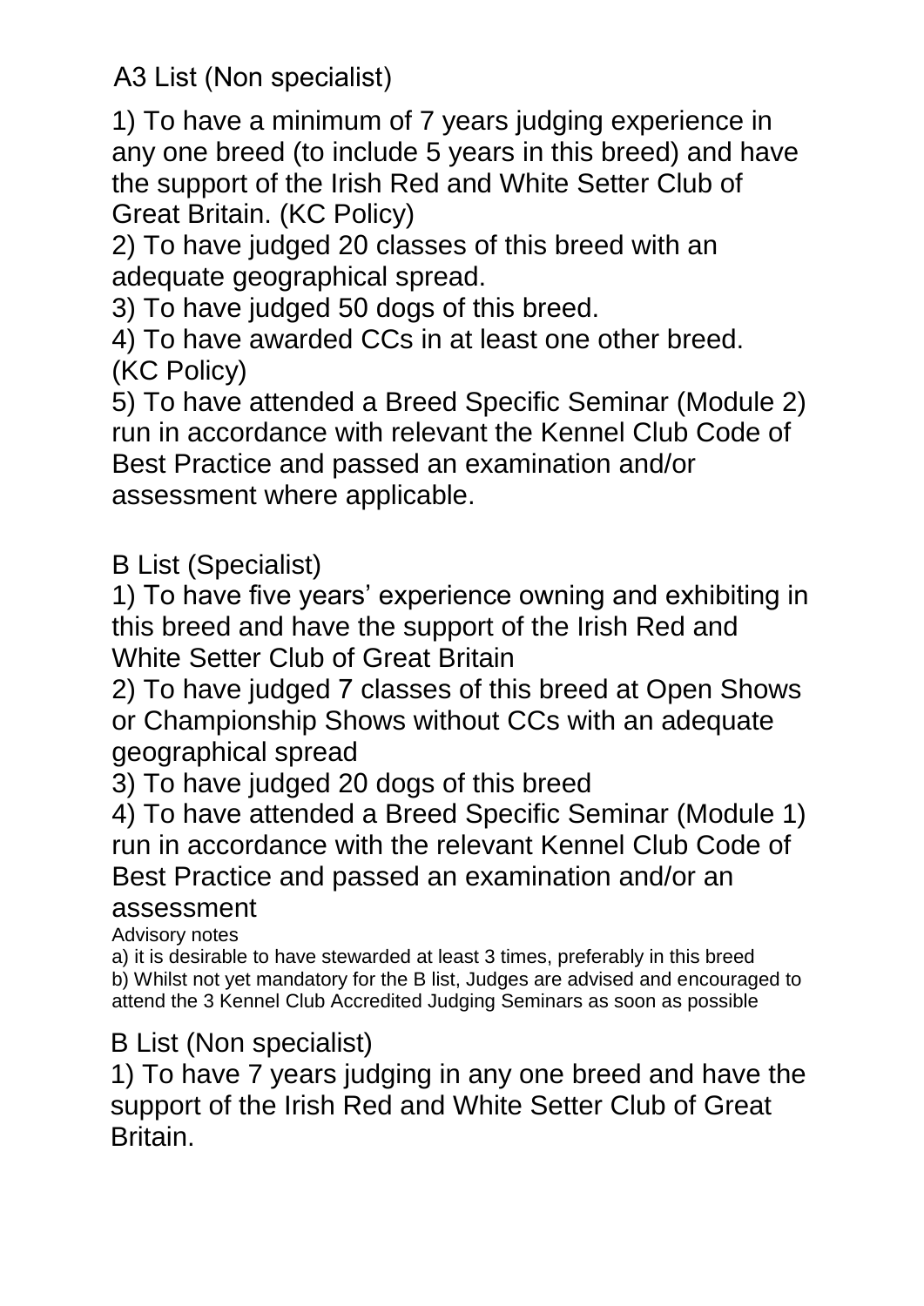## A3 List (Non specialist)

1) To have a minimum of 7 years judging experience in any one breed (to include 5 years in this breed) and have the support of the Irish Red and White Setter Club of Great Britain. (KC Policy)
2) To have judged 20 classes of this breed with an adequate geographical spread.
3) To have judged 50 dogs of this breed.
4) To have awarded CCs in at least one other breed. (KC Policy)
5) To have attended a Breed Specific Seminar (Module 2) run in accordance with relevant the Kennel Club Code of Best Practice and passed an examination and/or assessment where applicable.

## B List (Specialist)

1) To have five years' experience owning and exhibiting in this breed and have the support of the Irish Red and White Setter Club of Great Britain
2) To have judged 7 classes of this breed at Open Shows or Championship Shows without CCs with an adequate geographical spread
3) To have judged 20 dogs of this breed
4) To have attended a Breed Specific Seminar (Module 1) run in accordance with the relevant Kennel Club Code of Best Practice and passed an examination and/or an assessment

Advisory notes
a) it is desirable to have stewarded at least 3 times, preferably in this breed
b) Whilst not yet mandatory for the B list, Judges are advised and encouraged to attend the 3 Kennel Club Accredited Judging Seminars as soon as possible

## B List (Non specialist)

1) To have 7 years judging in any one breed and have the support of the Irish Red and White Setter Club of Great Britain.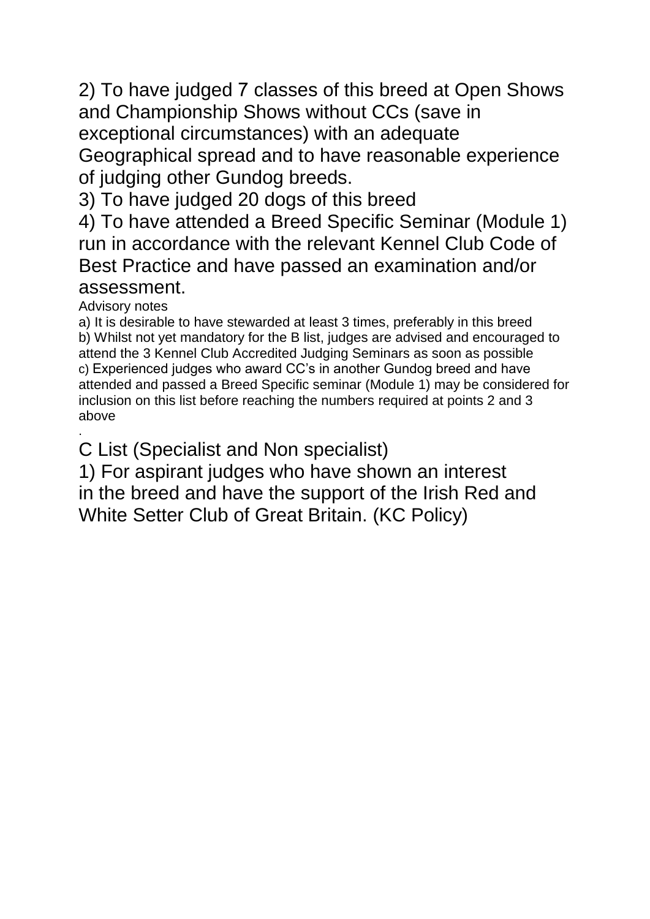2) To have judged 7 classes of this breed at Open Shows and Championship Shows without CCs (save in exceptional circumstances) with an adequate Geographical spread and to have reasonable experience of judging other Gundog breeds.

3) To have judged 20 dogs of this breed

4) To have attended a Breed Specific Seminar (Module 1) run in accordance with the relevant Kennel Club Code of Best Practice and have passed an examination and/or assessment.

Advisory notes

a) It is desirable to have stewarded at least 3 times, preferably in this breed

b) Whilst not yet mandatory for the B list, judges are advised and encouraged to attend the 3 Kennel Club Accredited Judging Seminars as soon as possible

c) Experienced judges who award CC's in another Gundog breed and have attended and passed a Breed Specific seminar (Module 1) may be considered for inclusion on this list before reaching the numbers required at points 2 and 3 above

.

C List (Specialist and Non specialist)

1) For aspirant judges who have shown an interest in the breed and have the support of the Irish Red and White Setter Club of Great Britain. (KC Policy)